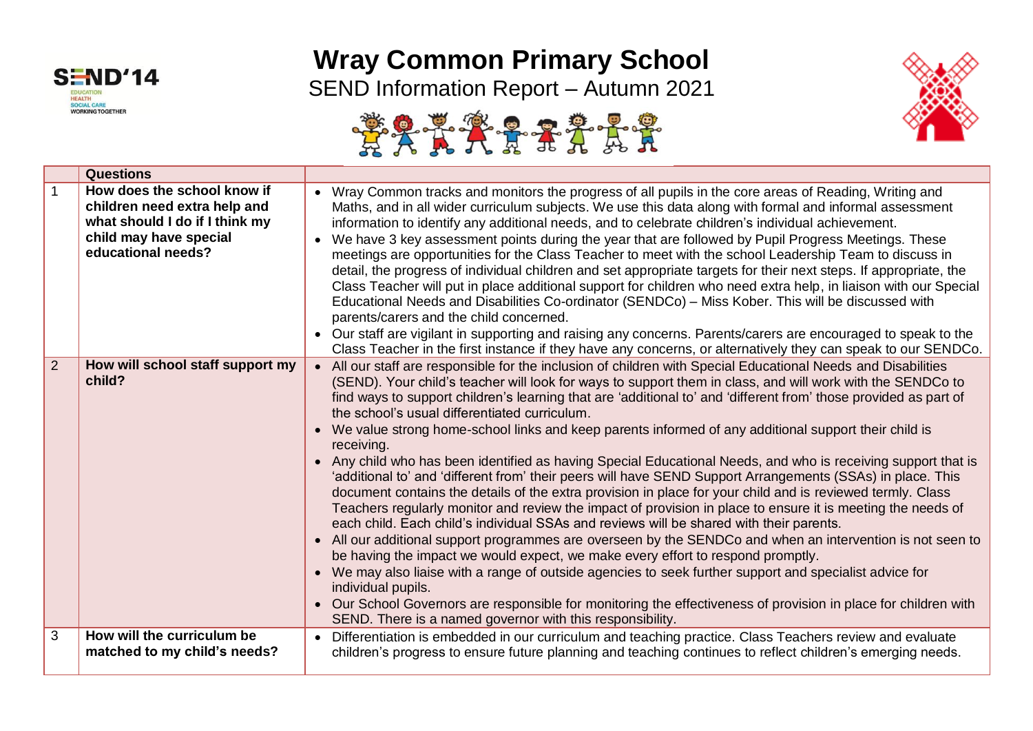# Wray Common Primary School

## SEND Information Report – Autumn 2021

| | Questions | |
|---|---|---|
| 1 | **How does the school know if children need extra help and what should I do if I think my child may have special educational needs?** | • Wray Common tracks and monitors the progress of all pupils in the core areas of Reading, Writing and Maths, and in all wider curriculum subjects. We use this data along with formal and informal assessment information to identify any additional needs, and to celebrate children's individual achievement.<br>• We have 3 key assessment points during the year that are followed by Pupil Progress Meetings. These meetings are opportunities for the Class Teacher to meet with the school Leadership Team to discuss in detail, the progress of individual children and set appropriate targets for their next steps. If appropriate, the Class Teacher will put in place additional support for children who need extra help, in liaison with our Special Educational Needs and Disabilities Co-ordinator (SENDCo) – Miss Kober. This will be discussed with parents/carers and the child concerned.<br>• Our staff are vigilant in supporting and raising any concerns. Parents/carers are encouraged to speak to the Class Teacher in the first instance if they have any concerns, or alternatively they can speak to our SENDCo. |
| 2 | **How will school staff support my child?** | • All our staff are responsible for the inclusion of children with Special Educational Needs and Disabilities (SEND). Your child's teacher will look for ways to support them in class, and will work with the SENDCo to find ways to support children's learning that are 'additional to' and 'different from' those provided as part of the school's usual differentiated curriculum.<br>• We value strong home-school links and keep parents informed of any additional support their child is receiving.<br>• Any child who has been identified as having Special Educational Needs, and who is receiving support that is 'additional to' and 'different from' their peers will have SEND Support Arrangements (SSAs) in place. This document contains the details of the extra provision in place for your child and is reviewed termly. Class Teachers regularly monitor and review the impact of provision in place to ensure it is meeting the needs of each child. Each child's individual SSAs and reviews will be shared with their parents.<br>• All our additional support programmes are overseen by the SENDCo and when an intervention is not seen to be having the impact we would expect, we make every effort to respond promptly.<br>• We may also liaise with a range of outside agencies to seek further support and specialist advice for individual pupils.<br>• Our School Governors are responsible for monitoring the effectiveness of provision in place for children with SEND. There is a named governor with this responsibility. |
| 3 | **How will the curriculum be matched to my child's needs?** | • Differentiation is embedded in our curriculum and teaching practice. Class Teachers review and evaluate children's progress to ensure future planning and teaching continues to reflect children's emerging needs. |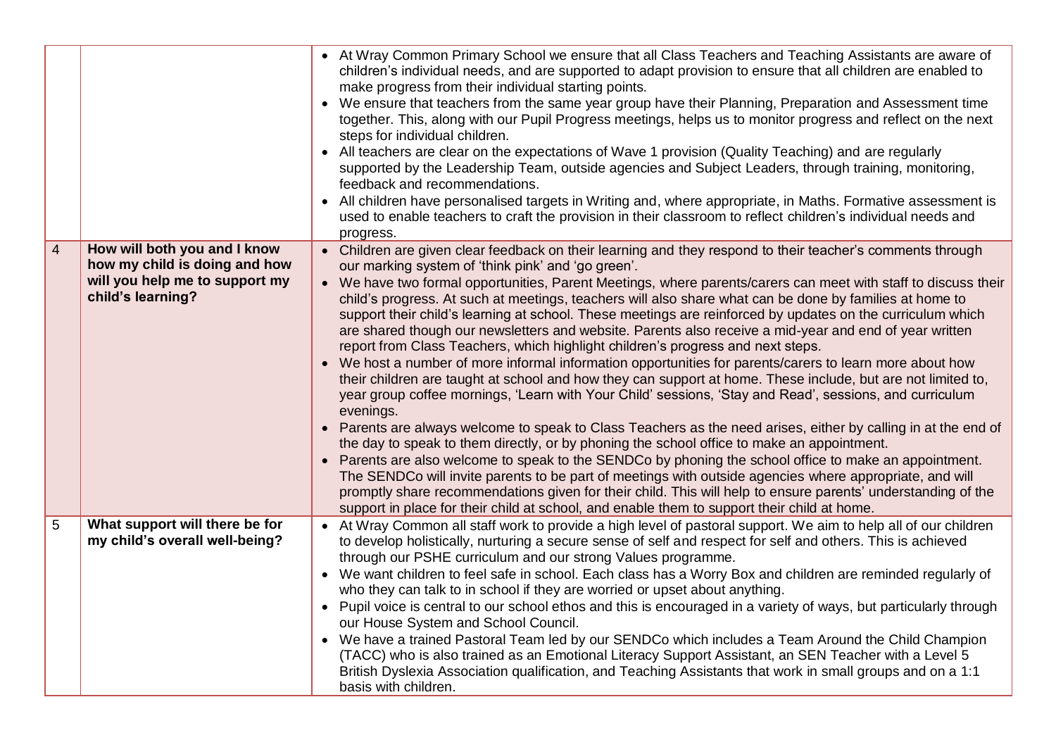| | | |
|---|---|---|
| | | • At Wray Common Primary School we ensure that all Class Teachers and Teaching Assistants are aware of children's individual needs, and are supported to adapt provision to ensure that all children are enabled to make progress from their individual starting points.<br>• We ensure that teachers from the same year group have their Planning, Preparation and Assessment time together. This, along with our Pupil Progress meetings, helps us to monitor progress and reflect on the next steps for individual children.<br>• All teachers are clear on the expectations of Wave 1 provision (Quality Teaching) and are regularly supported by the Leadership Team, outside agencies and Subject Leaders, through training, monitoring, feedback and recommendations.<br>• All children have personalised targets in Writing and, where appropriate, in Maths. Formative assessment is used to enable teachers to craft the provision in their classroom to reflect children's individual needs and progress. |
| 4 | **How will both you and I know how my child is doing and how will you help me to support my child's learning?** | • Children are given clear feedback on their learning and they respond to their teacher's comments through our marking system of 'think pink' and 'go green'.<br>• We have two formal opportunities, Parent Meetings, where parents/carers can meet with staff to discuss their child's progress. At such at meetings, teachers will also share what can be done by families at home to support their child's learning at school. These meetings are reinforced by updates on the curriculum which are shared though our newsletters and website. Parents also receive a mid-year and end of year written report from Class Teachers, which highlight children's progress and next steps.<br>• We host a number of more informal information opportunities for parents/carers to learn more about how their children are taught at school and how they can support at home. These include, but are not limited to, year group coffee mornings, 'Learn with Your Child' sessions, 'Stay and Read', sessions, and curriculum evenings.<br>• Parents are always welcome to speak to Class Teachers as the need arises, either by calling in at the end of the day to speak to them directly, or by phoning the school office to make an appointment.<br>• Parents are also welcome to speak to the SENDCo by phoning the school office to make an appointment. The SENDCo will invite parents to be part of meetings with outside agencies where appropriate, and will promptly share recommendations given for their child. This will help to ensure parents' understanding of the support in place for their child at school, and enable them to support their child at home. |
| 5 | **What support will there be for my child's overall well-being?** | • At Wray Common all staff work to provide a high level of pastoral support. We aim to help all of our children to develop holistically, nurturing a secure sense of self and respect for self and others. This is achieved through our PSHE curriculum and our strong Values programme.<br>• We want children to feel safe in school. Each class has a Worry Box and children are reminded regularly of who they can talk to in school if they are worried or upset about anything.<br>• Pupil voice is central to our school ethos and this is encouraged in a variety of ways, but particularly through our House System and School Council.<br>• We have a trained Pastoral Team led by our SENDCo which includes a Team Around the Child Champion (TACC) who is also trained as an Emotional Literacy Support Assistant, an SEN Teacher with a Level 5 British Dyslexia Association qualification, and Teaching Assistants that work in small groups and on a 1:1 basis with children. |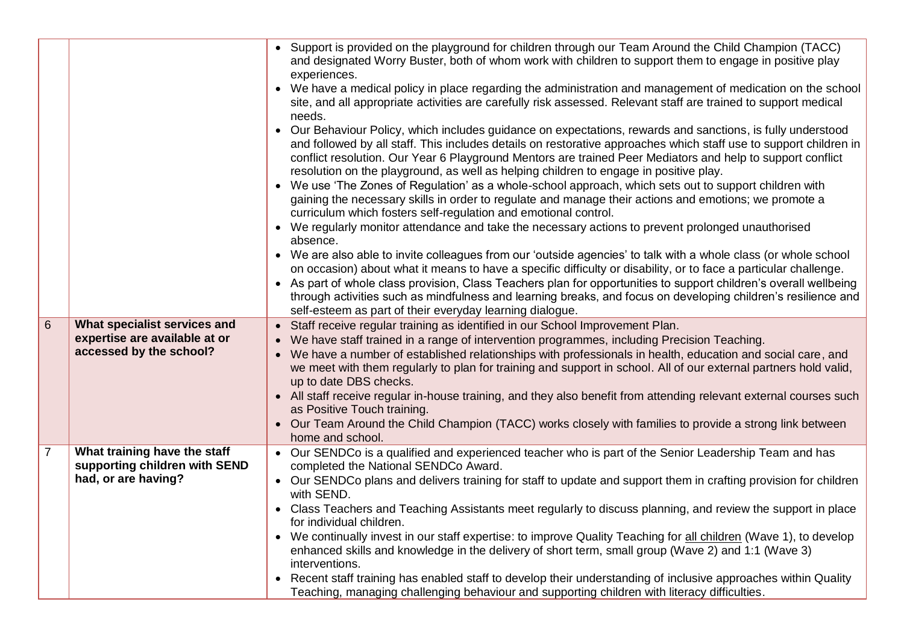| | | |
|---|---|---|
| | | • Support is provided on the playground for children through our Team Around the Child Champion (TACC) and designated Worry Buster, both of whom work with children to support them to engage in positive play experiences.<br>• We have a medical policy in place regarding the administration and management of medication on the school site, and all appropriate activities are carefully risk assessed. Relevant staff are trained to support medical needs.<br>• Our Behaviour Policy, which includes guidance on expectations, rewards and sanctions, is fully understood and followed by all staff. This includes details on restorative approaches which staff use to support children in conflict resolution. Our Year 6 Playground Mentors are trained Peer Mediators and help to support conflict resolution on the playground, as well as helping children to engage in positive play.<br>• We use 'The Zones of Regulation' as a whole-school approach, which sets out to support children with gaining the necessary skills in order to regulate and manage their actions and emotions; we promote a curriculum which fosters self-regulation and emotional control.<br>• We regularly monitor attendance and take the necessary actions to prevent prolonged unauthorised absence.<br>• We are also able to invite colleagues from our 'outside agencies' to talk with a whole class (or whole school on occasion) about what it means to have a specific difficulty or disability, or to face a particular challenge.<br>• As part of whole class provision, Class Teachers plan for opportunities to support children's overall wellbeing through activities such as mindfulness and learning breaks, and focus on developing children's resilience and self-esteem as part of their everyday learning dialogue. |
| 6 | **What specialist services and expertise are available at or accessed by the school?** | • Staff receive regular training as identified in our School Improvement Plan.<br>• We have staff trained in a range of intervention programmes, including Precision Teaching.<br>• We have a number of established relationships with professionals in health, education and social care, and we meet with them regularly to plan for training and support in school. All of our external partners hold valid, up to date DBS checks.<br>• All staff receive regular in-house training, and they also benefit from attending relevant external courses such as Positive Touch training.<br>• Our Team Around the Child Champion (TACC) works closely with families to provide a strong link between home and school. |
| 7 | **What training have the staff supporting children with SEND had, or are having?** | • Our SENDCo is a qualified and experienced teacher who is part of the Senior Leadership Team and has completed the National SENDCo Award.<br>• Our SENDCo plans and delivers training for staff to update and support them in crafting provision for children with SEND.<br>• Class Teachers and Teaching Assistants meet regularly to discuss planning, and review the support in place for individual children.<br>• We continually invest in our staff expertise: to improve Quality Teaching for all children (Wave 1), to develop enhanced skills and knowledge in the delivery of short term, small group (Wave 2) and 1:1 (Wave 3) interventions.<br>• Recent staff training has enabled staff to develop their understanding of inclusive approaches within Quality Teaching, managing challenging behaviour and supporting children with literacy difficulties. |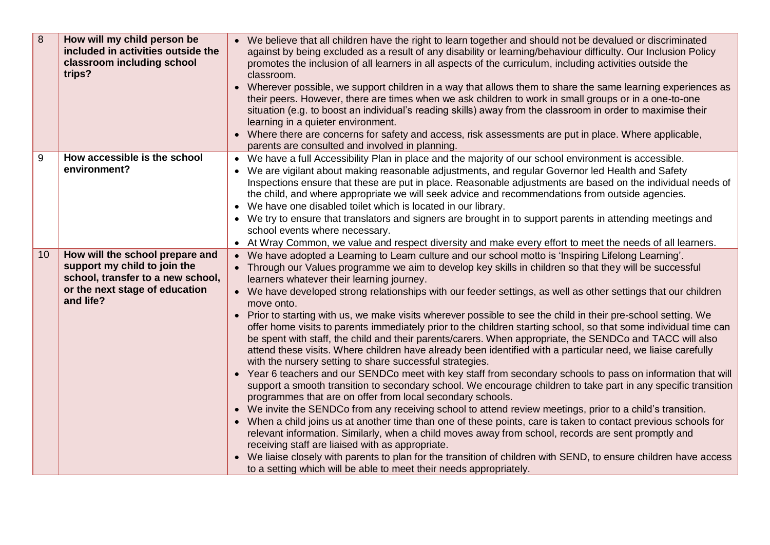| 8 | **How will my child person be included in activities outside the classroom including school trips?** | • We believe that all children have the right to learn together and should not be devalued or discriminated against by being excluded as a result of any disability or learning/behaviour difficulty. Our Inclusion Policy promotes the inclusion of all learners in all aspects of the curriculum, including activities outside the classroom.<br>• Wherever possible, we support children in a way that allows them to share the same learning experiences as their peers. However, there are times when we ask children to work in small groups or in a one-to-one situation (e.g. to boost an individual's reading skills) away from the classroom in order to maximise their learning in a quieter environment.<br>• Where there are concerns for safety and access, risk assessments are put in place. Where applicable, parents are consulted and involved in planning. |
|---|---|---|
| 9 | **How accessible is the school environment?** | • We have a full Accessibility Plan in place and the majority of our school environment is accessible.<br>• We are vigilant about making reasonable adjustments, and regular Governor led Health and Safety Inspections ensure that these are put in place. Reasonable adjustments are based on the individual needs of the child, and where appropriate we will seek advice and recommendations from outside agencies.<br>• We have one disabled toilet which is located in our library.<br>• We try to ensure that translators and signers are brought in to support parents in attending meetings and school events where necessary.<br>• At Wray Common, we value and respect diversity and make every effort to meet the needs of all learners. |
| 10 | **How will the school prepare and support my child to join the school, transfer to a new school, or the next stage of education and life?** | • We have adopted a Learning to Learn culture and our school motto is 'Inspiring Lifelong Learning'.<br>• Through our Values programme we aim to develop key skills in children so that they will be successful learners whatever their learning journey.<br>• We have developed strong relationships with our feeder settings, as well as other settings that our children move onto.<br>• Prior to starting with us, we make visits wherever possible to see the child in their pre-school setting. We offer home visits to parents immediately prior to the children starting school, so that some individual time can be spent with staff, the child and their parents/carers. When appropriate, the SENDCo and TACC will also attend these visits. Where children have already been identified with a particular need, we liaise carefully with the nursery setting to share successful strategies.<br>• Year 6 teachers and our SENDCo meet with key staff from secondary schools to pass on information that will support a smooth transition to secondary school. We encourage children to take part in any specific transition programmes that are on offer from local secondary schools.<br>• We invite the SENDCo from any receiving school to attend review meetings, prior to a child's transition.<br>• When a child joins us at another time than one of these points, care is taken to contact previous schools for relevant information. Similarly, when a child moves away from school, records are sent promptly and receiving staff are liaised with as appropriate.<br>• We liaise closely with parents to plan for the transition of children with SEND, to ensure children have access to a setting which will be able to meet their needs appropriately. |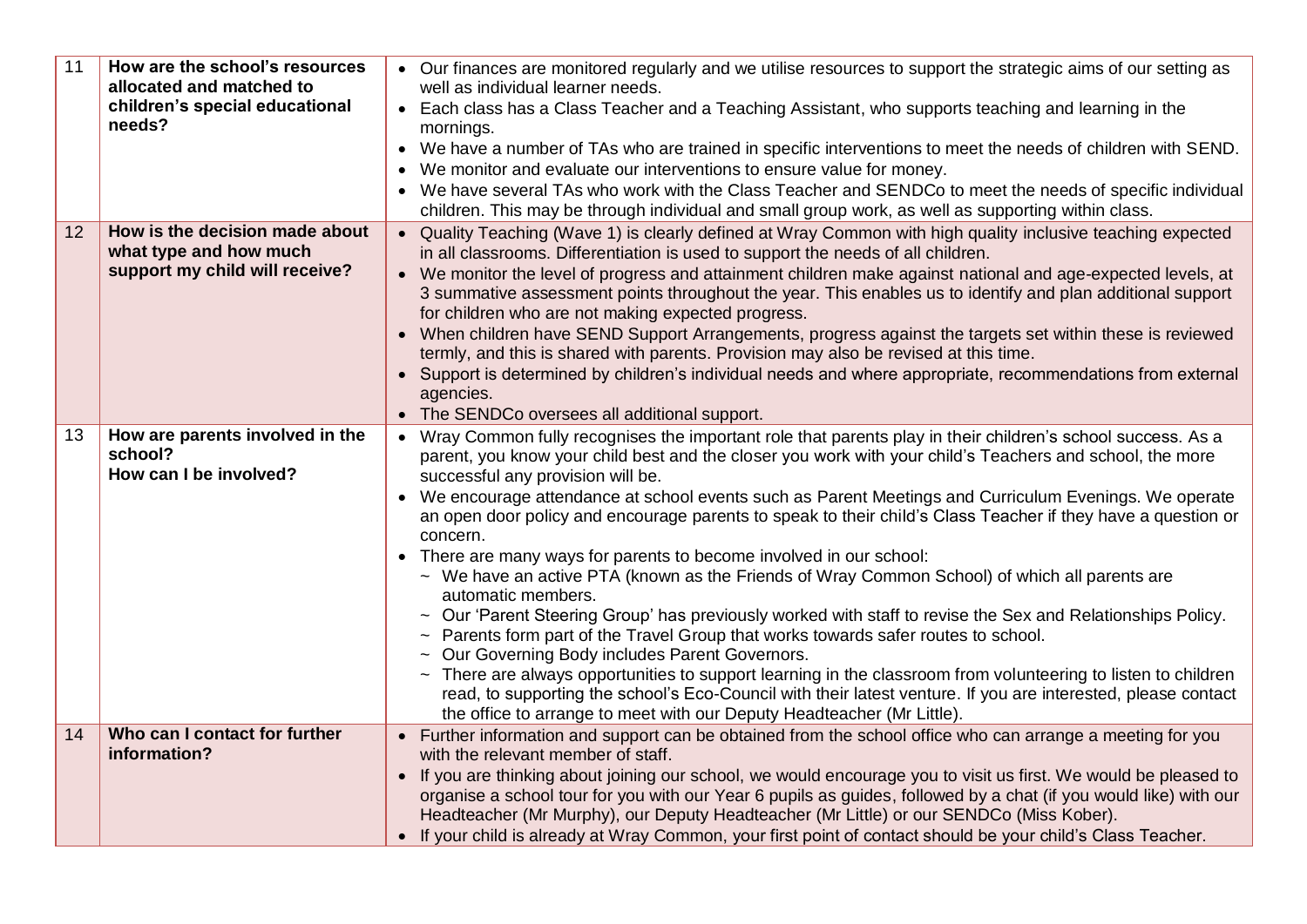| 11 | **How are the school's resources allocated and matched to children's special educational needs?** | • Our finances are monitored regularly and we utilise resources to support the strategic aims of our setting as well as individual learner needs.<br>• Each class has a Class Teacher and a Teaching Assistant, who supports teaching and learning in the mornings.<br>• We have a number of TAs who are trained in specific interventions to meet the needs of children with SEND.<br>• We monitor and evaluate our interventions to ensure value for money.<br>• We have several TAs who work with the Class Teacher and SENDCo to meet the needs of specific individual children. This may be through individual and small group work, as well as supporting within class. |
|---|---|---|
| 12 | **How is the decision made about what type and how much support my child will receive?** | • Quality Teaching (Wave 1) is clearly defined at Wray Common with high quality inclusive teaching expected in all classrooms. Differentiation is used to support the needs of all children.<br>• We monitor the level of progress and attainment children make against national and age-expected levels, at 3 summative assessment points throughout the year. This enables us to identify and plan additional support for children who are not making expected progress.<br>• When children have SEND Support Arrangements, progress against the targets set within these is reviewed termly, and this is shared with parents. Provision may also be revised at this time.<br>• Support is determined by children's individual needs and where appropriate, recommendations from external agencies.<br>• The SENDCo oversees all additional support. |
| 13 | **How are parents involved in the school?<br>How can I be involved?** | • Wray Common fully recognises the important role that parents play in their children's school success. As a parent, you know your child best and the closer you work with your child's Teachers and school, the more successful any provision will be.<br>• We encourage attendance at school events such as Parent Meetings and Curriculum Evenings. We operate an open door policy and encourage parents to speak to their child's Class Teacher if they have a question or concern.<br>• There are many ways for parents to become involved in our school:<br>~ We have an active PTA (known as the Friends of Wray Common School) of which all parents are automatic members.<br>~ Our 'Parent Steering Group' has previously worked with staff to revise the Sex and Relationships Policy.<br>~ Parents form part of the Travel Group that works towards safer routes to school.<br>~ Our Governing Body includes Parent Governors.<br>~ There are always opportunities to support learning in the classroom from volunteering to listen to children read, to supporting the school's Eco-Council with their latest venture. If you are interested, please contact the office to arrange to meet with our Deputy Headteacher (Mr Little). |
| 14 | **Who can I contact for further information?** | • Further information and support can be obtained from the school office who can arrange a meeting for you with the relevant member of staff.<br>• If you are thinking about joining our school, we would encourage you to visit us first. We would be pleased to organise a school tour for you with our Year 6 pupils as guides, followed by a chat (if you would like) with our Headteacher (Mr Murphy), our Deputy Headteacher (Mr Little) or our SENDCo (Miss Kober).<br>• If your child is already at Wray Common, your first point of contact should be your child's Class Teacher. |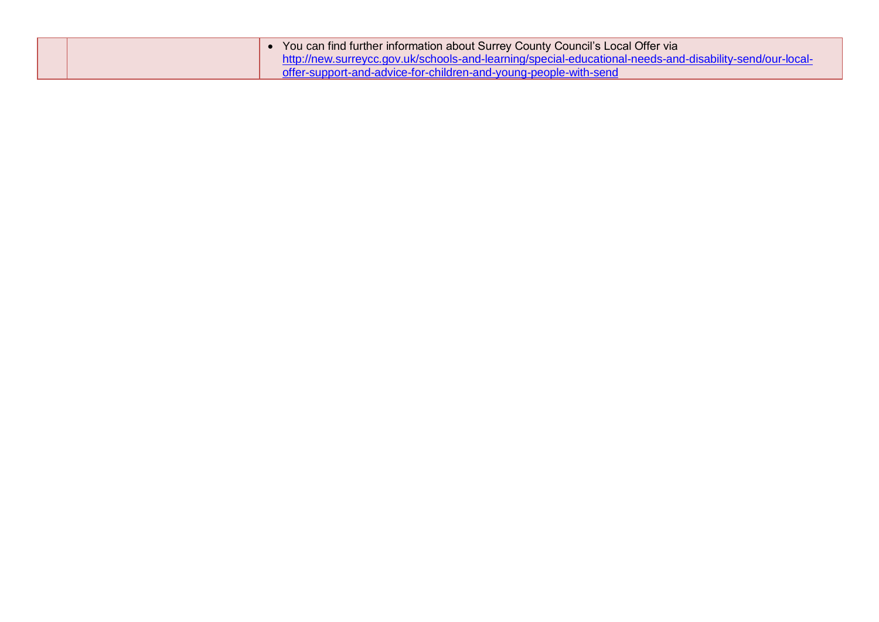| | | |
|---|---|---|
| | | • You can find further information about Surrey County Council's Local Offer via http://new.surreycc.gov.uk/schools-and-learning/special-educational-needs-and-disability-send/our-local-offer-support-and-advice-for-children-and-young-people-with-send |